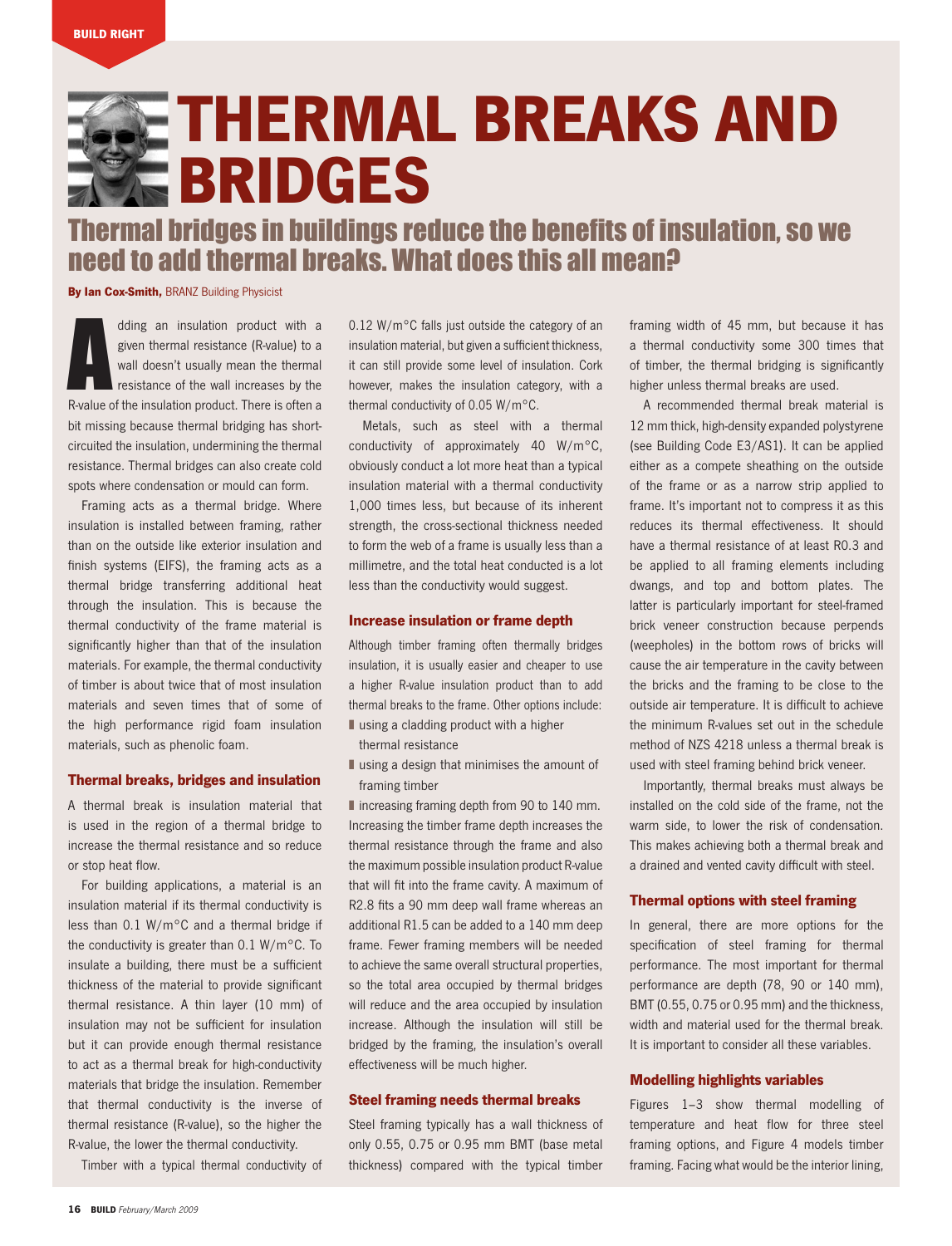BUILD RIGHT

# THERMAL BREAKS AND BRIDGES

## Thermal bridges in buildings reduce the benefits of insulation, so we need to add thermal breaks. What does this all mean?

**By Ian Cox-Smith,** BRANZ Building Physicist

Adding an insulation product with a given thermal resistance (R-value) to a wall doesn't usually mean the thermal resistance of the wall increases by the R-value of the insulation product. There is often a bit missing because thermal bridging has short-circuited the insulation, undermining the thermal resistance. Thermal bridges can also create cold spots where condensation or mould can form.

Framing acts as a thermal bridge. Where insulation is installed between framing, rather than on the outside like exterior insulation and finish systems (EIFS), the framing acts as a thermal bridge transferring additional heat through the insulation. This is because the thermal conductivity of the frame material is significantly higher than that of the insulation materials. For example, the thermal conductivity of timber is about twice that of most insulation materials and seven times that of some of the high performance rigid foam insulation materials, such as phenolic foam.

### Thermal breaks, bridges and insulation

A thermal break is insulation material that is used in the region of a thermal bridge to increase the thermal resistance and so reduce or stop heat flow.

For building applications, a material is an insulation material if its thermal conductivity is less than 0.1 W/m°C and a thermal bridge if the conductivity is greater than 0.1 W/m°C. To insulate a building, there must be a sufficient thickness of the material to provide significant thermal resistance. A thin layer (10 mm) of insulation may not be sufficient for insulation but it can provide enough thermal resistance to act as a thermal break for high-conductivity materials that bridge the insulation. Remember that thermal conductivity is the inverse of thermal resistance (R-value), so the higher the R-value, the lower the thermal conductivity.

Timber with a typical thermal conductivity of 0.12 W/m°C falls just outside the category of an insulation material, but given a sufficient thickness, it can still provide some level of insulation. Cork however, makes the insulation category, with a thermal conductivity of 0.05 W/m°C.

Metals, such as steel with a thermal conductivity of approximately 40 W/m°C, obviously conduct a lot more heat than a typical insulation material with a thermal conductivity 1,000 times less, but because of its inherent strength, the cross-sectional thickness needed to form the web of a frame is usually less than a millimetre, and the total heat conducted is a lot less than the conductivity would suggest.

### Increase insulation or frame depth

Although timber framing often thermally bridges insulation, it is usually easier and cheaper to use a higher R-value insulation product than to add thermal breaks to the frame. Other options include:

- using a cladding product with a higher thermal resistance
- using a design that minimises the amount of framing timber
- increasing framing depth from 90 to 140 mm.

Increasing the timber frame depth increases the thermal resistance through the frame and also the maximum possible insulation product R-value that will fit into the frame cavity. A maximum of R2.8 fits a 90 mm deep wall frame whereas an additional R1.5 can be added to a 140 mm deep frame. Fewer framing members will be needed to achieve the same overall structural properties, so the total area occupied by thermal bridges will reduce and the area occupied by insulation increase. Although the insulation will still be bridged by the framing, the insulation's overall effectiveness will be much higher.

### Steel framing needs thermal breaks

Steel framing typically has a wall thickness of only 0.55, 0.75 or 0.95 mm BMT (base metal thickness) compared with the typical timber framing width of 45 mm, but because it has a thermal conductivity some 300 times that of timber, the thermal bridging is significantly higher unless thermal breaks are used.

A recommended thermal break material is 12 mm thick, high-density expanded polystyrene (see Building Code E3/AS1). It can be applied either as a compete sheathing on the outside of the frame or as a narrow strip applied to frame. It's important not to compress it as this reduces its thermal effectiveness. It should have a thermal resistance of at least R0.3 and be applied to all framing elements including dwangs, and top and bottom plates. The latter is particularly important for steel-framed brick veneer construction because perpends (weepholes) in the bottom rows of bricks will cause the air temperature in the cavity between the bricks and the framing to be close to the outside air temperature. It is difficult to achieve the minimum R-values set out in the schedule method of NZS 4218 unless a thermal break is used with steel framing behind brick veneer.

Importantly, thermal breaks must always be installed on the cold side of the frame, not the warm side, to lower the risk of condensation. This makes achieving both a thermal break and a drained and vented cavity difficult with steel.

### Thermal options with steel framing

In general, there are more options for the specification of steel framing for thermal performance. The most important for thermal performance are depth (78, 90 or 140 mm), BMT (0.55, 0.75 or 0.95 mm) and the thickness, width and material used for the thermal break. It is important to consider all these variables.

### Modelling highlights variables

Figures 1–3 show thermal modelling of temperature and heat flow for three steel framing options, and Figure 4 models timber framing. Facing what would be the interior lining,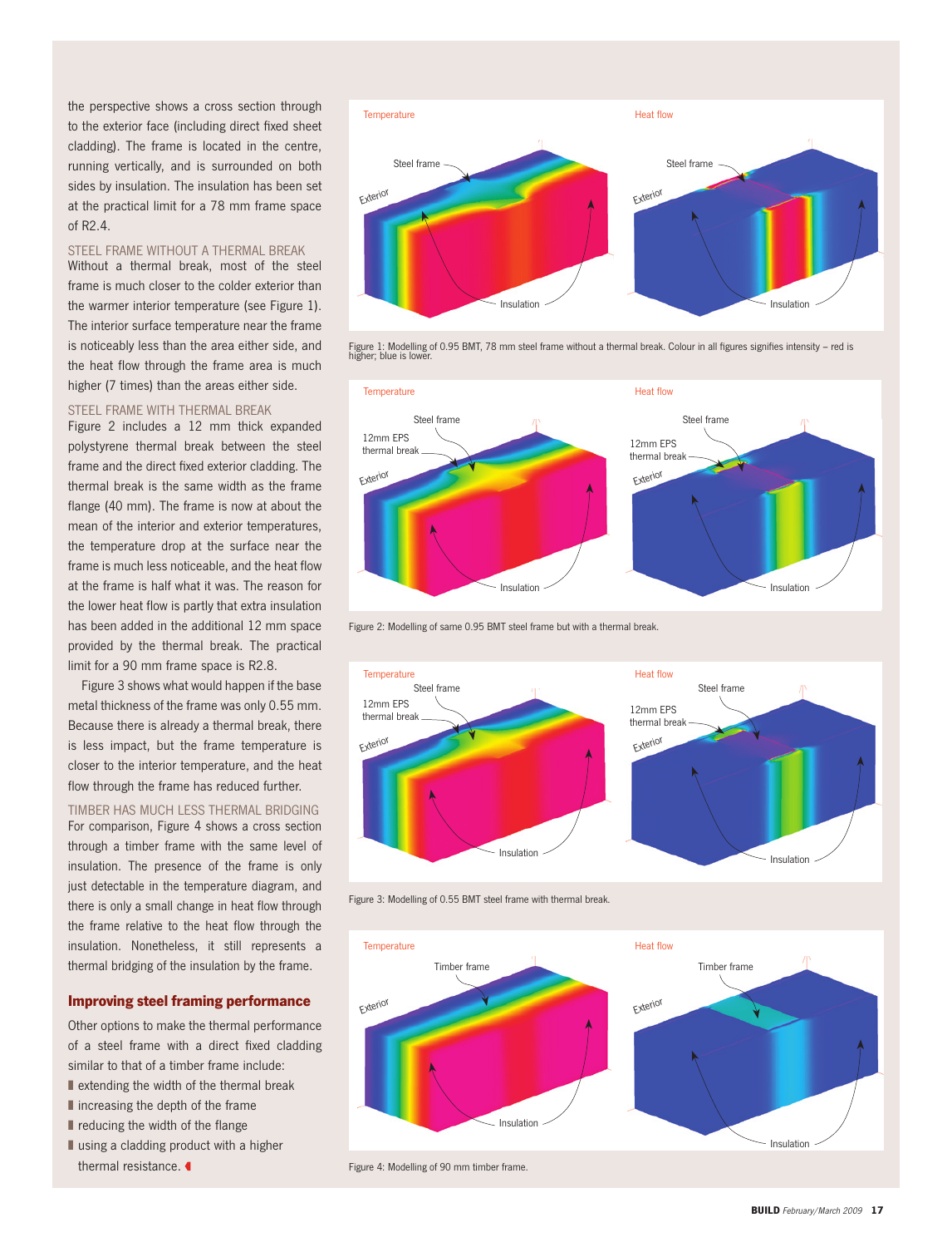the perspective shows a cross section through to the exterior face (including direct fixed sheet cladding). The frame is located in the centre, running vertically, and is surrounded on both sides by insulation. The insulation has been set at the practical limit for a 78 mm frame space of R2.4.

### STEEL FRAME WITHOUT A THERMAL BREAK

Without a thermal break, most of the steel frame is much closer to the colder exterior than the warmer interior temperature (see Figure 1). The interior surface temperature near the frame is noticeably less than the area either side, and the heat flow through the frame area is much higher (7 times) than the areas either side.

### STEEL FRAME WITH THERMAL BREAK

Figure 2 includes a 12 mm thick expanded polystyrene thermal break between the steel frame and the direct fixed exterior cladding. The thermal break is the same width as the frame flange (40 mm). The frame is now at about the mean of the interior and exterior temperatures, the temperature drop at the surface near the frame is much less noticeable, and the heat flow at the frame is half what it was. The reason for the lower heat flow is partly that extra insulation has been added in the additional 12 mm space provided by the thermal break. The practical limit for a 90 mm frame space is R2.8.

Figure 3 shows what would happen if the base metal thickness of the frame was only 0.55 mm. Because there is already a thermal break, there is less impact, but the frame temperature is closer to the interior temperature, and the heat flow through the frame has reduced further.

### TIMBER HAS MUCH LESS THERMAL BRIDGING

For comparison, Figure 4 shows a cross section through a timber frame with the same level of insulation. The presence of the frame is only just detectable in the temperature diagram, and there is only a small change in heat flow through the frame relative to the heat flow through the insulation. Nonetheless, it still represents a thermal bridging of the insulation by the frame.

## Improving steel framing performance

Other options to make the thermal performance of a steel frame with a direct fixed cladding similar to that of a timber frame include:

- extending the width of the thermal break
- increasing the depth of the frame
- reducing the width of the flange
- using a cladding product with a higher thermal resistance.

Temperature
Steel frame
Exterior
Insulation

Heat flow
Steel frame
Exterior
Insulation

Figure 1: Modelling of 0.95 BMT, 78 mm steel frame without a thermal break. Colour in all figures signifies intensity – red is higher; blue is lower.

Temperature
Steel frame
12mm EPS thermal break
Exterior
Insulation

Heat flow
Steel frame
12mm EPS thermal break
Exterior
Insulation

Figure 2: Modelling of same 0.95 BMT steel frame but with a thermal break.

Temperature
Steel frame
12mm EPS thermal break
Exterior
Insulation

Heat flow
Steel frame
12mm EPS thermal break
Exterior
Insulation

Figure 3: Modelling of 0.55 BMT steel frame with thermal break.

Temperature
Timber frame
Exterior
Insulation

Heat flow
Timber frame
Exterior
Insulation

Figure 4: Modelling of 90 mm timber frame.